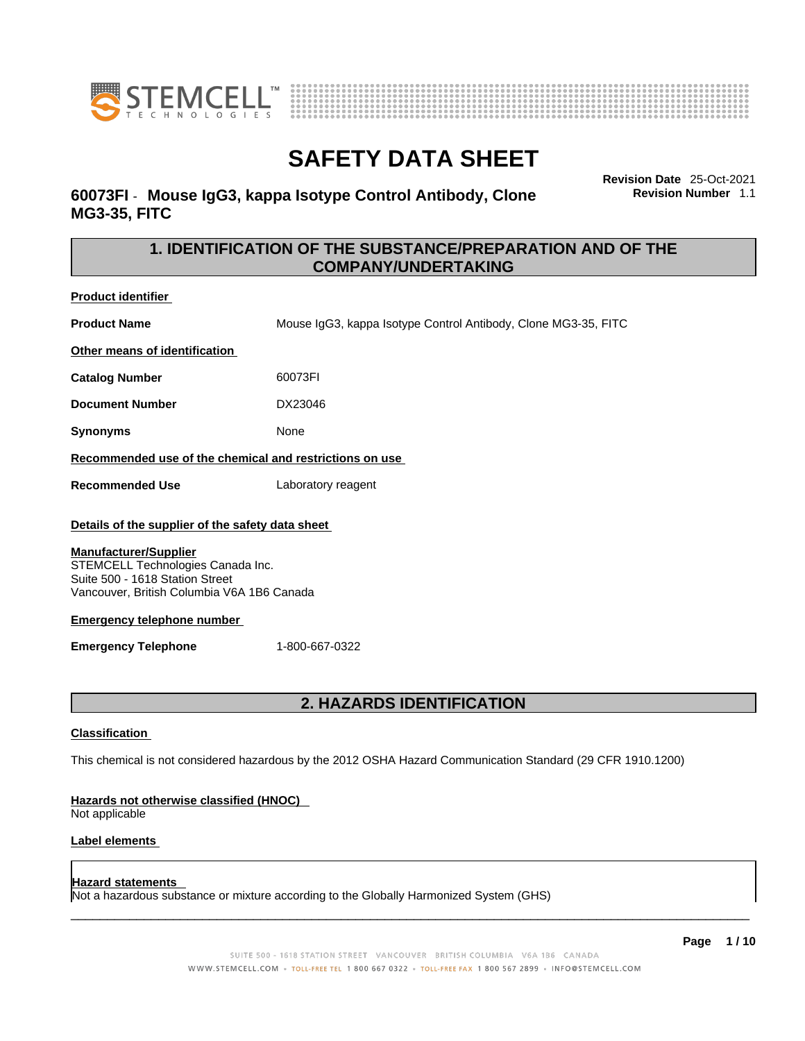# SAFETY DATA SHEET

## 60073FI - Mouse IgG3, kappa Isotype Control Antibody, Clone MG3-35, FITC

**Revision Date** 25-Oct-2021
**Revision Number** 1.1

## 1. IDENTIFICATION OF THE SUBSTANCE/PREPARATION AND OF THE COMPANY/UNDERTAKING

**Product identifier**

**Product Name** Mouse IgG3, kappa Isotype Control Antibody, Clone MG3-35, FITC

**Other means of identification**

**Catalog Number** 60073FI

**Document Number** DX23046

**Synonyms** None

**Recommended use of the chemical and restrictions on use**

**Recommended Use** Laboratory reagent

**Details of the supplier of the safety data sheet**

**Manufacturer/Supplier**
STEMCELL Technologies Canada Inc.
Suite 500 - 1618 Station Street
Vancouver, British Columbia V6A 1B6 Canada

**Emergency telephone number**

**Emergency Telephone** 1-800-667-0322

## 2. HAZARDS IDENTIFICATION

**Classification**

This chemical is not considered hazardous by the 2012 OSHA Hazard Communication Standard (29 CFR 1910.1200)

**Hazards not otherwise classified (HNOC)**
Not applicable

**Label elements**

**Hazard statements**
Not a hazardous substance or mixture according to the Globally Harmonized System (GHS)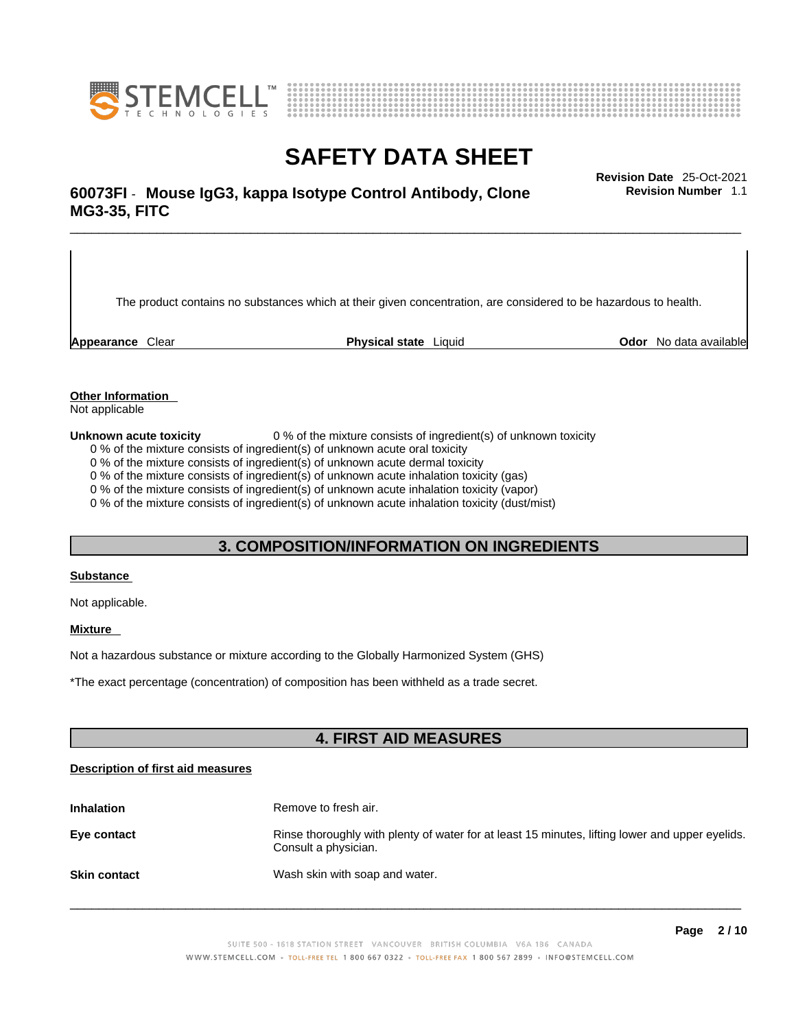The product contains no substances which at their given concentration, are considered to be hazardous to health.

**Appearance** Clear **Physical state** Liquid **Odor** No data available

**Other Information**

Not applicable

**Unknown acute toxicity** 0 % of the mixture consists of ingredient(s) of unknown toxicity

0 % of the mixture consists of ingredient(s) of unknown acute oral toxicity
0 % of the mixture consists of ingredient(s) of unknown acute dermal toxicity
0 % of the mixture consists of ingredient(s) of unknown acute inhalation toxicity (gas)
0 % of the mixture consists of ingredient(s) of unknown acute inhalation toxicity (vapor)
0 % of the mixture consists of ingredient(s) of unknown acute inhalation toxicity (dust/mist)

## 3. COMPOSITION/INFORMATION ON INGREDIENTS

**Substance**

Not applicable.

**Mixture**

Not a hazardous substance or mixture according to the Globally Harmonized System (GHS)

*The exact percentage (concentration) of composition has been withheld as a trade secret.

## 4. FIRST AID MEASURES

**Description of first aid measures**

**Inhalation** Remove to fresh air.

**Eye contact** Rinse thoroughly with plenty of water for at least 15 minutes, lifting lower and upper eyelids. Consult a physician.

**Skin contact** Wash skin with soap and water.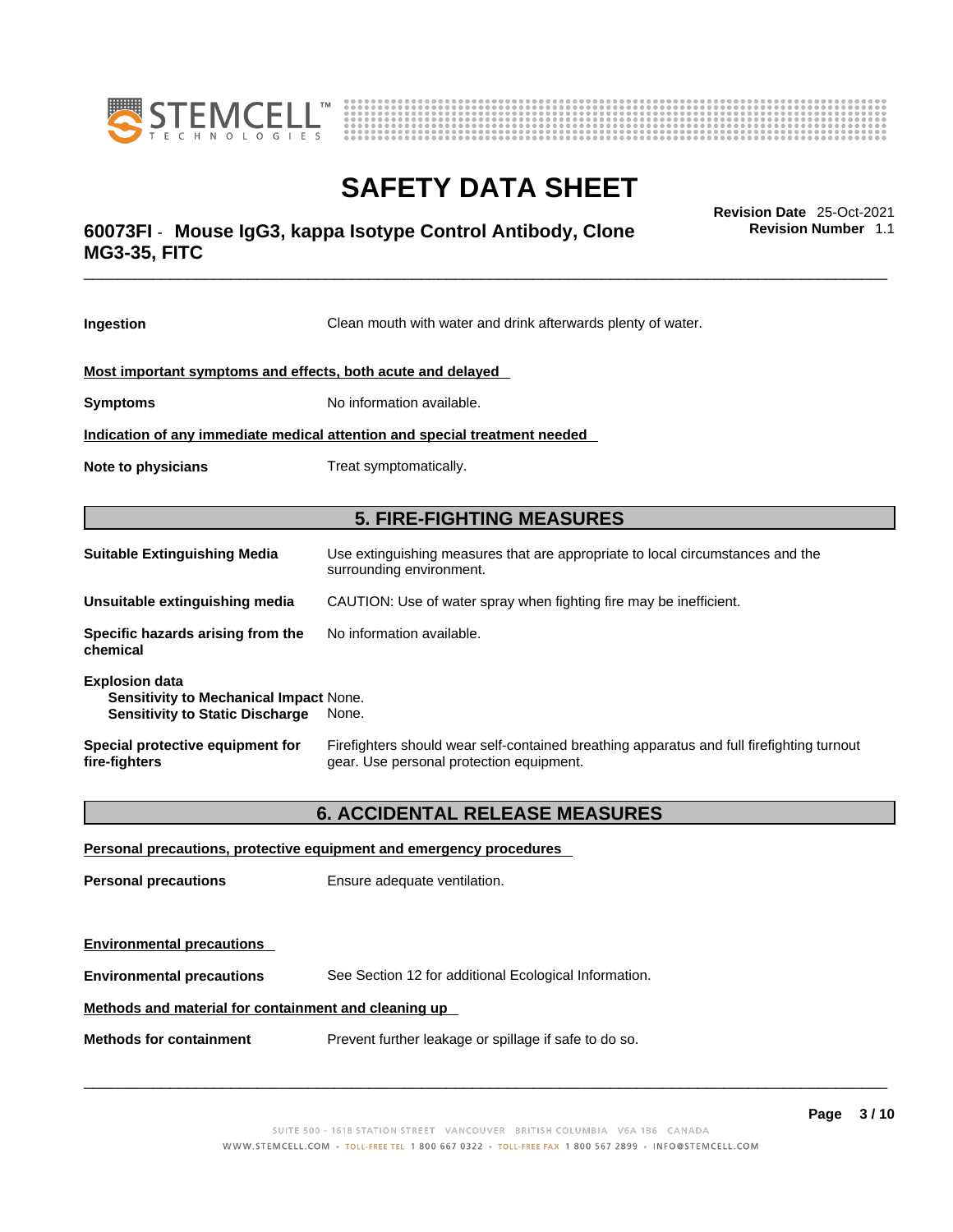**Ingestion** Clean mouth with water and drink afterwards plenty of water.

**Most important symptoms and effects, both acute and delayed**

**Symptoms** No information available.

**Indication of any immediate medical attention and special treatment needed**

**Note to physicians** Treat symptomatically.

## 5. FIRE-FIGHTING MEASURES

**Suitable Extinguishing Media** Use extinguishing measures that are appropriate to local circumstances and the surrounding environment.

**Unsuitable extinguishing media** CAUTION: Use of water spray when fighting fire may be inefficient.

**Specific hazards arising from the chemical** No information available.

**Explosion data**
**Sensitivity to Mechanical Impact** None.
**Sensitivity to Static Discharge** None.

**Special protective equipment for fire-fighters** Firefighters should wear self-contained breathing apparatus and full firefighting turnout gear. Use personal protection equipment.

## 6. ACCIDENTAL RELEASE MEASURES

**Personal precautions, protective equipment and emergency procedures**

**Personal precautions** Ensure adequate ventilation.

**Environmental precautions**

**Environmental precautions** See Section 12 for additional Ecological Information.

**Methods and material for containment and cleaning up**

**Methods for containment** Prevent further leakage or spillage if safe to do so.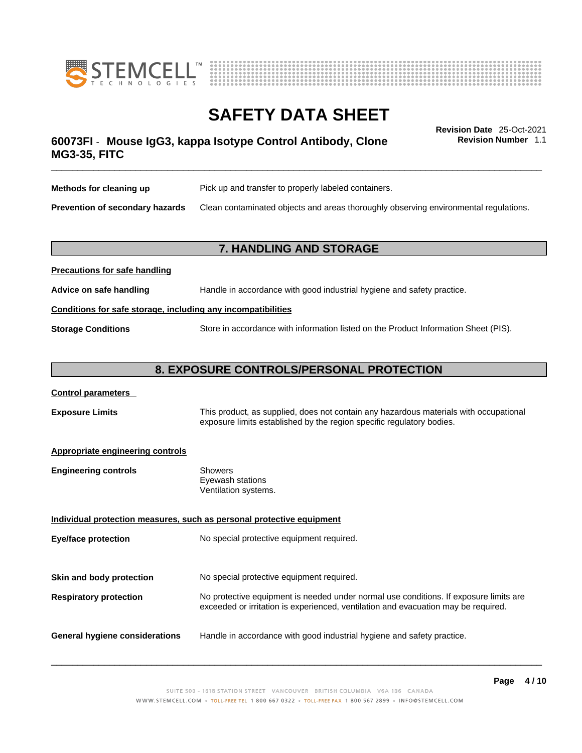**Methods for cleaning up** Pick up and transfer to properly labeled containers.

**Prevention of secondary hazards** Clean contaminated objects and areas thoroughly observing environmental regulations.

## 7. HANDLING AND STORAGE

**Precautions for safe handling**

**Advice on safe handling** Handle in accordance with good industrial hygiene and safety practice.

**Conditions for safe storage, including any incompatibilities**

**Storage Conditions** Store in accordance with information listed on the Product Information Sheet (PIS).

## 8. EXPOSURE CONTROLS/PERSONAL PROTECTION

**Control parameters**

**Exposure Limits** This product, as supplied, does not contain any hazardous materials with occupational exposure limits established by the region specific regulatory bodies.

**Appropriate engineering controls**

**Engineering controls** Showers
Eyewash stations
Ventilation systems.

**Individual protection measures, such as personal protective equipment**

**Eye/face protection** No special protective equipment required.

**Skin and body protection** No special protective equipment required.

**Respiratory protection** No protective equipment is needed under normal use conditions. If exposure limits are exceeded or irritation is experienced, ventilation and evacuation may be required.

**General hygiene considerations** Handle in accordance with good industrial hygiene and safety practice.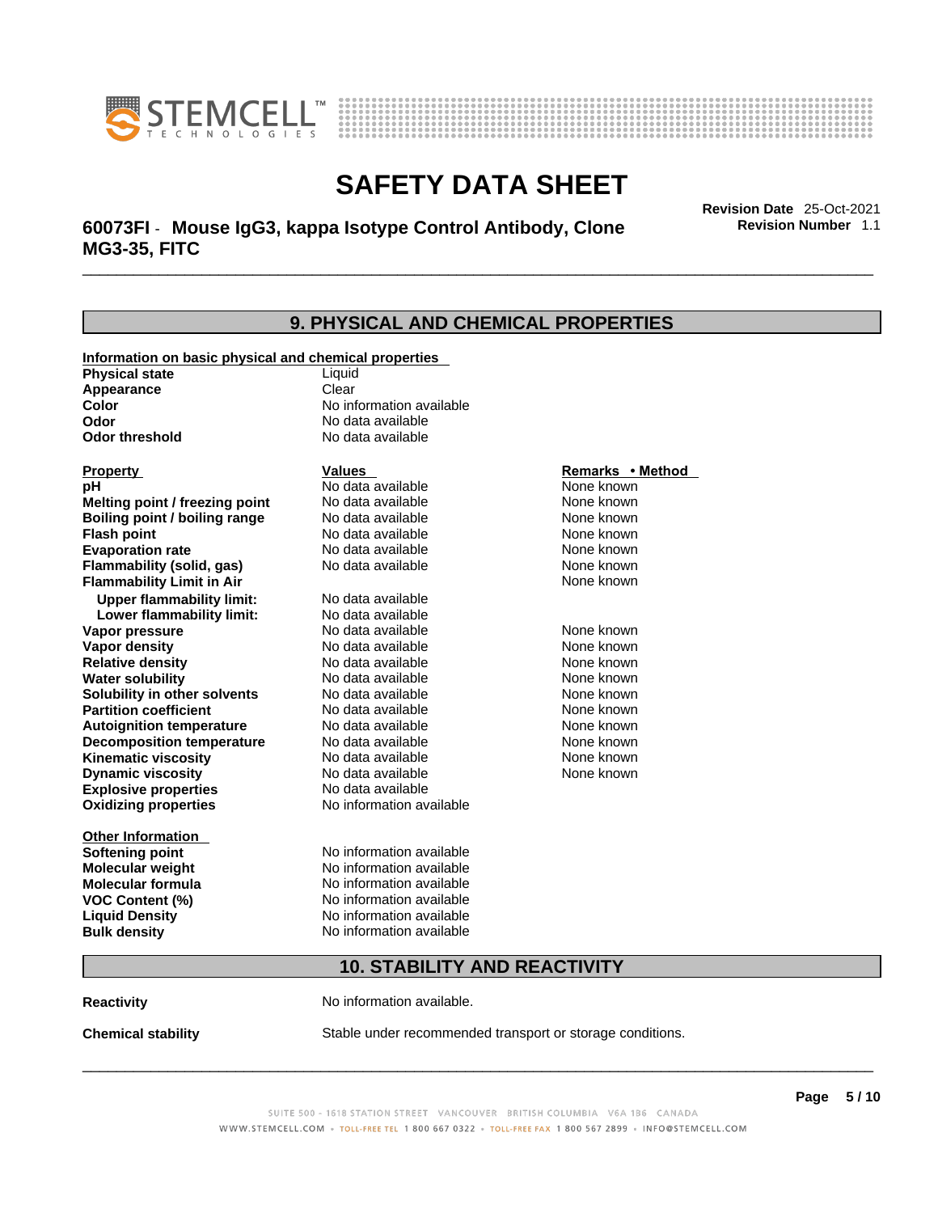## 9. PHYSICAL AND CHEMICAL PROPERTIES

**Information on basic physical and chemical properties**

| | |
|---|---|
| **Physical state** | Liquid |
| **Appearance** | Clear |
| **Color** | No information available |
| **Odor** | No data available |
| **Odor threshold** | No data available |

| Property | Values | Remarks • Method |
|---|---|---|
| **pH** | No data available | None known |
| **Melting point / freezing point** | No data available | None known |
| **Boiling point / boiling range** | No data available | None known |
| **Flash point** | No data available | None known |
| **Evaporation rate** | No data available | None known |
| **Flammability (solid, gas)** | No data available | None known |
| **Flammability Limit in Air** | | None known |
| **Upper flammability limit:** | No data available | |
| **Lower flammability limit:** | No data available | |
| **Vapor pressure** | No data available | None known |
| **Vapor density** | No data available | None known |
| **Relative density** | No data available | None known |
| **Water solubility** | No data available | None known |
| **Solubility in other solvents** | No data available | None known |
| **Partition coefficient** | No data available | None known |
| **Autoignition temperature** | No data available | None known |
| **Decomposition temperature** | No data available | None known |
| **Kinematic viscosity** | No data available | None known |
| **Dynamic viscosity** | No data available | None known |
| **Explosive properties** | No data available | |
| **Oxidizing properties** | No information available | |

**Other Information**

| | |
|---|---|
| **Softening point** | No information available |
| **Molecular weight** | No information available |
| **Molecular formula** | No information available |
| **VOC Content (%)** | No information available |
| **Liquid Density** | No information available |
| **Bulk density** | No information available |

## 10. STABILITY AND REACTIVITY

**Reactivity** No information available.

**Chemical stability** Stable under recommended transport or storage conditions.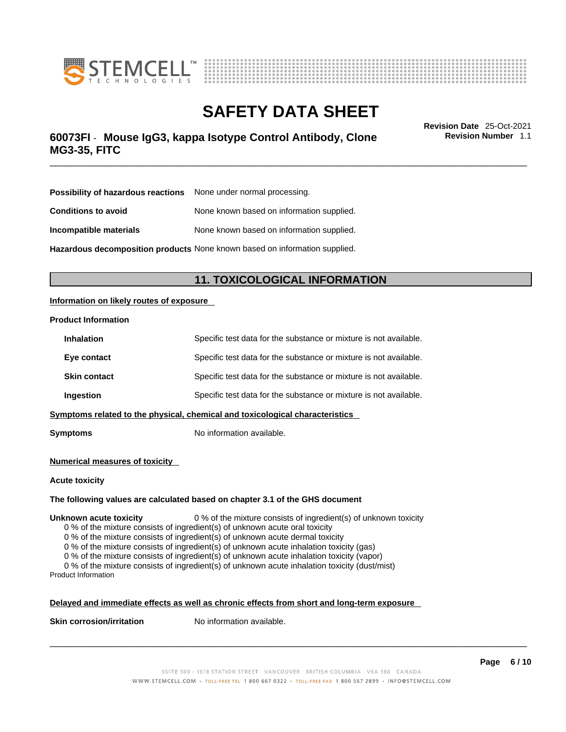| | |
|---|---|
| **Possibility of hazardous reactions** | None under normal processing. |
| **Conditions to avoid** | None known based on information supplied. |
| **Incompatible materials** | None known based on information supplied. |
| **Hazardous decomposition products** | None known based on information supplied. |

## 11. TOXICOLOGICAL INFORMATION

**Information on likely routes of exposure**

**Product Information**

| | |
|---|---|
| **Inhalation** | Specific test data for the substance or mixture is not available. |
| **Eye contact** | Specific test data for the substance or mixture is not available. |
| **Skin contact** | Specific test data for the substance or mixture is not available. |
| **Ingestion** | Specific test data for the substance or mixture is not available. |

**Symptoms related to the physical, chemical and toxicological characteristics**

**Symptoms** No information available.

**Numerical measures of toxicity**

**Acute toxicity**

**The following values are calculated based on chapter 3.1 of the GHS document**

**Unknown acute toxicity** 0 % of the mixture consists of ingredient(s) of unknown toxicity

0 % of the mixture consists of ingredient(s) of unknown acute oral toxicity
0 % of the mixture consists of ingredient(s) of unknown acute dermal toxicity
0 % of the mixture consists of ingredient(s) of unknown acute inhalation toxicity (gas)
0 % of the mixture consists of ingredient(s) of unknown acute inhalation toxicity (vapor)
0 % of the mixture consists of ingredient(s) of unknown acute inhalation toxicity (dust/mist)

Product Information

**Delayed and immediate effects as well as chronic effects from short and long-term exposure**

**Skin corrosion/irritation** No information available.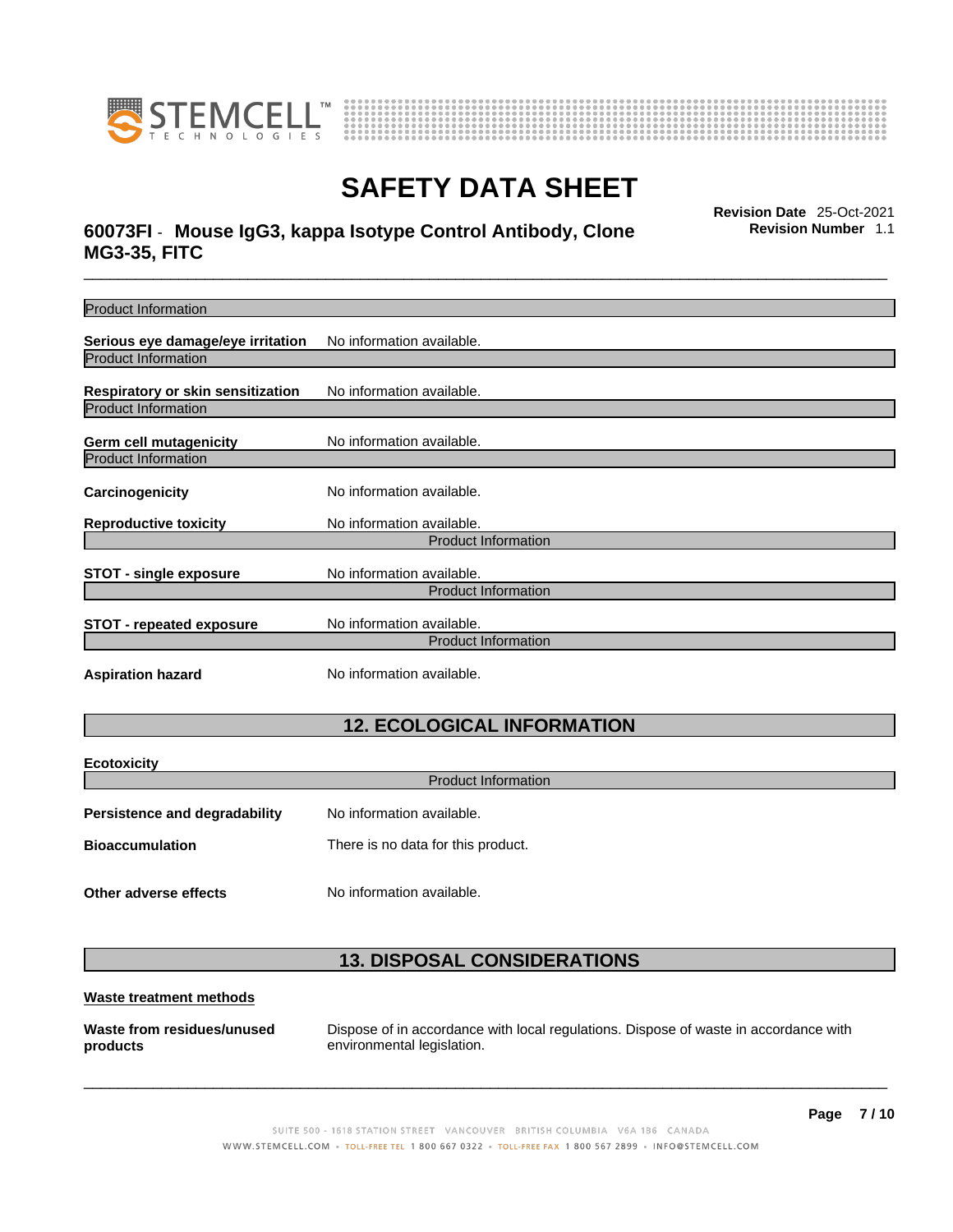Product Information

**Serious eye damage/eye irritation** No information available.

Product Information

**Respiratory or skin sensitization** No information available.

Product Information

**Germ cell mutagenicity** No information available.

Product Information

**Carcinogenicity** No information available.

**Reproductive toxicity** No information available.

Product Information

**STOT - single exposure** No information available.

Product Information

**STOT - repeated exposure** No information available.

Product Information

**Aspiration hazard** No information available.

## 12. ECOLOGICAL INFORMATION

**Ecotoxicity**

Product Information

**Persistence and degradability** No information available.

**Bioaccumulation** There is no data for this product.

**Other adverse effects** No information available.

## 13. DISPOSAL CONSIDERATIONS

**Waste treatment methods**

**Waste from residues/unused products** Dispose of in accordance with local regulations. Dispose of waste in accordance with environmental legislation.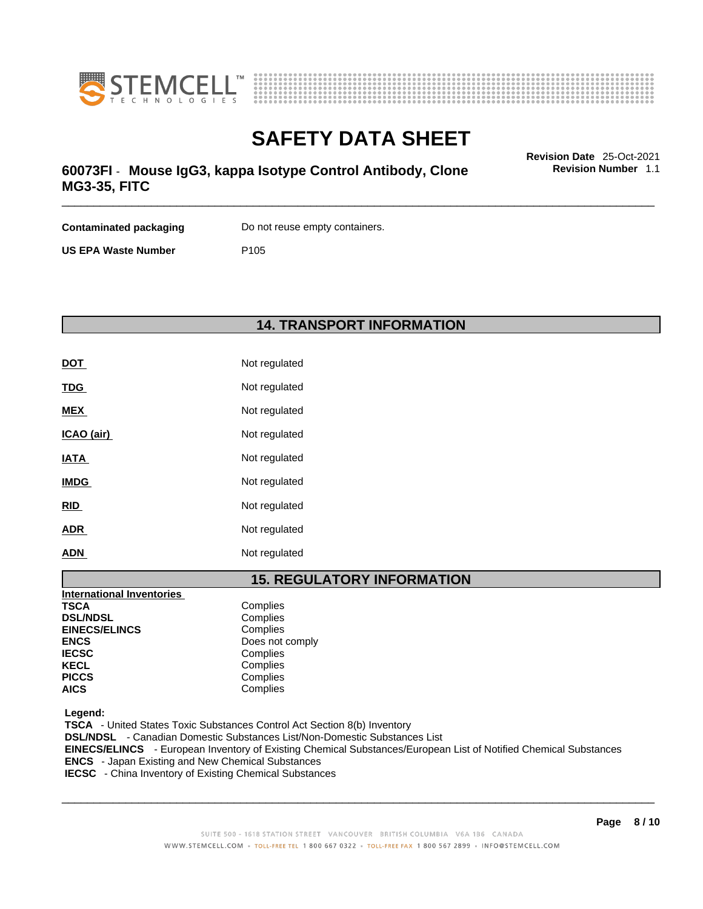| | |
|---|---|
| **Contaminated packaging** | Do not reuse empty containers. |
| **US EPA Waste Number** | P105 |

## 14. TRANSPORT INFORMATION

| | |
|---|---|
| **DOT** | Not regulated |
| **TDG** | Not regulated |
| **MEX** | Not regulated |
| **ICAO (air)** | Not regulated |
| **IATA** | Not regulated |
| **IMDG** | Not regulated |
| **RID** | Not regulated |
| **ADR** | Not regulated |
| **ADN** | Not regulated |

## 15. REGULATORY INFORMATION

| **International Inventories** | |
|---|---|
| **TSCA** | Complies |
| **DSL/NDSL** | Complies |
| **EINECS/ELINCS** | Complies |
| **ENCS** | Does not comply |
| **IECSC** | Complies |
| **KECL** | Complies |
| **PICCS** | Complies |
| **AICS** | Complies |

**Legend:**

**TSCA** - United States Toxic Substances Control Act Section 8(b) Inventory
**DSL/NDSL** - Canadian Domestic Substances List/Non-Domestic Substances List
**EINECS/ELINCS** - European Inventory of Existing Chemical Substances/European List of Notified Chemical Substances
**ENCS** - Japan Existing and New Chemical Substances
**IECSC** - China Inventory of Existing Chemical Substances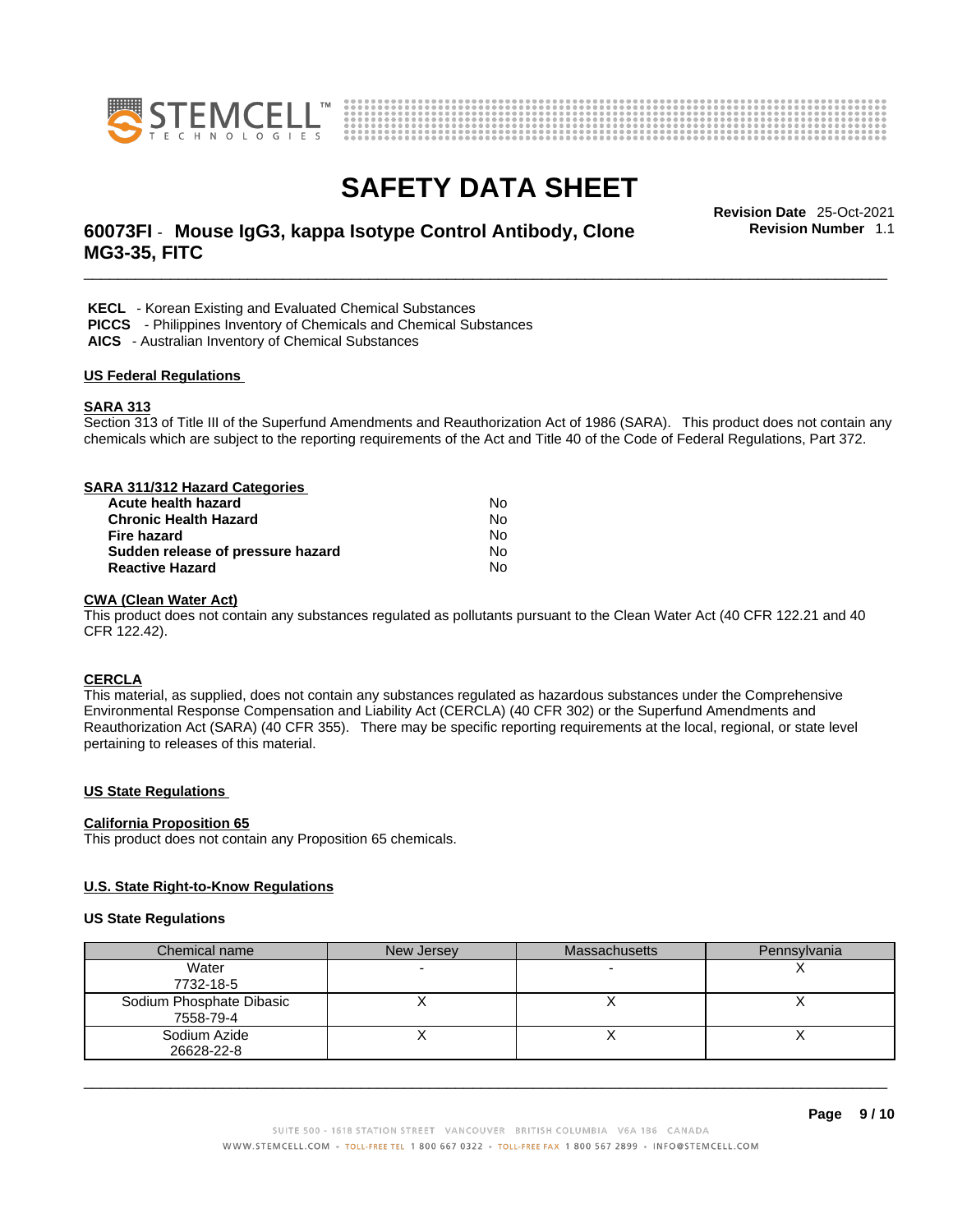**KECL** - Korean Existing and Evaluated Chemical Substances
**PICCS** - Philippines Inventory of Chemicals and Chemical Substances
**AICS** - Australian Inventory of Chemical Substances

## US Federal Regulations

### SARA 313

Section 313 of Title III of the Superfund Amendments and Reauthorization Act of 1986 (SARA). This product does not contain any chemicals which are subject to the reporting requirements of the Act and Title 40 of the Code of Federal Regulations, Part 372.

### SARA 311/312 Hazard Categories

| | |
|---|---|
| **Acute health hazard** | No |
| **Chronic Health Hazard** | No |
| **Fire hazard** | No |
| **Sudden release of pressure hazard** | No |
| **Reactive Hazard** | No |

### CWA (Clean Water Act)

This product does not contain any substances regulated as pollutants pursuant to the Clean Water Act (40 CFR 122.21 and 40 CFR 122.42).

### CERCLA

This material, as supplied, does not contain any substances regulated as hazardous substances under the Comprehensive Environmental Response Compensation and Liability Act (CERCLA) (40 CFR 302) or the Superfund Amendments and Reauthorization Act (SARA) (40 CFR 355). There may be specific reporting requirements at the local, regional, or state level pertaining to releases of this material.

## US State Regulations

### California Proposition 65

This product does not contain any Proposition 65 chemicals.

### U.S. State Right-to-Know Regulations

**US State Regulations**

| Chemical name | New Jersey | Massachusetts | Pennsylvania |
|---|---|---|---|
| Water<br>7732-18-5 | - | - | X |
| Sodium Phosphate Dibasic<br>7558-79-4 | X | X | X |
| Sodium Azide<br>26628-22-8 | X | X | X |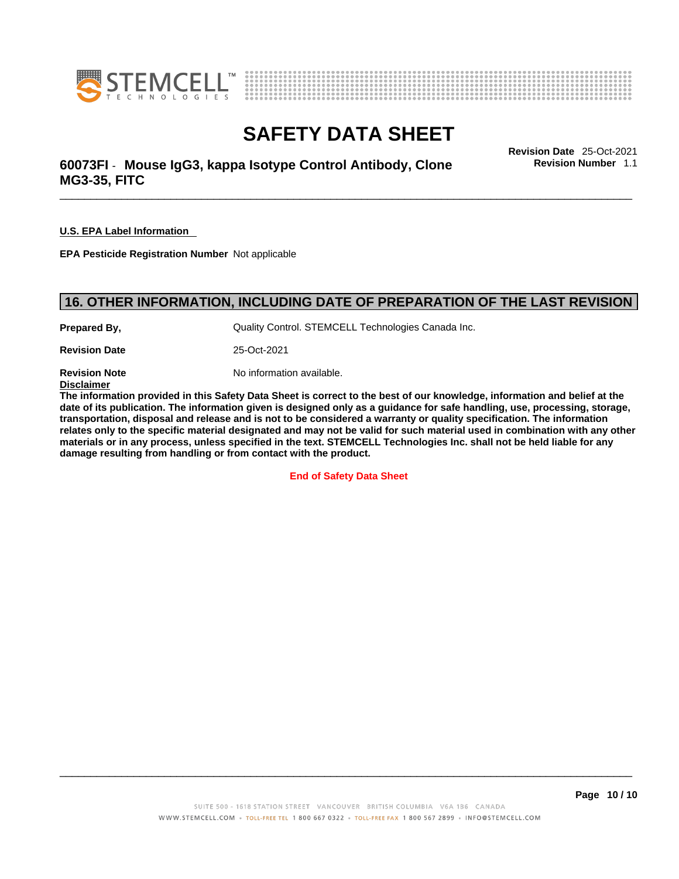**U.S. EPA Label Information**

**EPA Pesticide Registration Number** Not applicable

## 16. OTHER INFORMATION, INCLUDING DATE OF PREPARATION OF THE LAST REVISION

**Prepared By,** Quality Control. STEMCELL Technologies Canada Inc.

**Revision Date** 25-Oct-2021

**Revision Note** No information available.

**Disclaimer**

**The information provided in this Safety Data Sheet is correct to the best of our knowledge, information and belief at the date of its publication. The information given is designed only as a guidance for safe handling, use, processing, storage, transportation, disposal and release and is not to be considered a warranty or quality specification. The information relates only to the specific material designated and may not be valid for such material used in combination with any other materials or in any process, unless specified in the text. STEMCELL Technologies Inc. shall not be held liable for any damage resulting from handling or from contact with the product.**

**End of Safety Data Sheet**